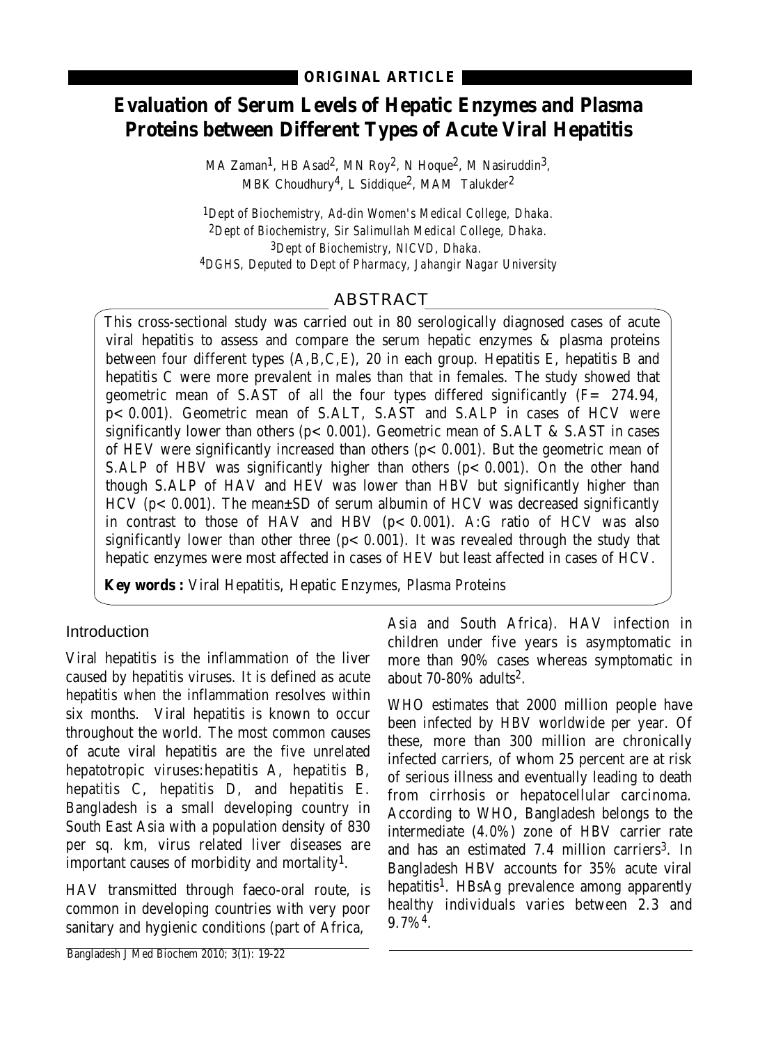**ORIGINAL ARTICLE**

# Evaluation of Serum Levels of Hepatic Enzymes and Plasma Proteins between Different Types of Acute Viral Hepatitis

MA Zaman[1], HB Asad[2], MN Roy[2], N Hoque[2], M Nasiruddin[3], MBK Choudhury[4], L Siddique[2], MAM Talukder[2]

[1]Dept of Biochemistry, Ad-din Women's Medical College, Dhaka.
[2]Dept of Biochemistry, Sir Salimullah Medical College, Dhaka.
[3]Dept of Biochemistry, NICVD, Dhaka.
[4]DGHS, Deputed to Dept of Pharmacy, Jahangir Nagar University

## ABSTRACT

This cross-sectional study was carried out in 80 serologically diagnosed cases of acute viral hepatitis to assess and compare the serum hepatic enzymes & plasma proteins between four different types (A,B,C,E), 20 in each group. Hepatitis E, hepatitis B and hepatitis C were more prevalent in males than that in females. The study showed that geometric mean of S.AST of all the four types differed significantly ($F = 274.94$, $p < 0.001$). Geometric mean of S.ALT, S.AST and S.ALP in cases of HCV were significantly lower than others ($p < 0.001$). Geometric mean of S.ALT & S.AST in cases of HEV were significantly increased than others ($p < 0.001$). But the geometric mean of S.ALP of HBV was significantly higher than others ($p < 0.001$). On the other hand though S.ALP of HAV and HEV was lower than HBV but significantly higher than HCV ($p < 0.001$). The mean±SD of serum albumin of HCV was decreased significantly in contrast to those of HAV and HBV ($p < 0.001$). A:G ratio of HCV was also significantly lower than other three ($p < 0.001$). It was revealed through the study that hepatic enzymes were most affected in cases of HEV but least affected in cases of HCV.

**Key words :** Viral Hepatitis, Hepatic Enzymes, Plasma Proteins

## Introduction

Viral hepatitis is the inflammation of the liver caused by hepatitis viruses. It is defined as acute hepatitis when the inflammation resolves within six months. Viral hepatitis is known to occur throughout the world. The most common causes of acute viral hepatitis are the five unrelated hepatotropic viruses:hepatitis A, hepatitis B, hepatitis C, hepatitis D, and hepatitis E. Bangladesh is a small developing country in South East Asia with a population density of 830 per sq. km, virus related liver diseases are important causes of morbidity and mortality[1].

HAV transmitted through faeco-oral route, is common in developing countries with very poor sanitary and hygienic conditions (part of Africa, Asia and South Africa). HAV infection in children under five years is asymptomatic in more than 90% cases whereas symptomatic in about 70-80% adults[2].

WHO estimates that 2000 million people have been infected by HBV worldwide per year. Of these, more than 300 million are chronically infected carriers, of whom 25 percent are at risk of serious illness and eventually leading to death from cirrhosis or hepatocellular carcinoma. According to WHO, Bangladesh belongs to the intermediate (4.0%) zone of HBV carrier rate and has an estimated 7.4 million carriers[3]. In Bangladesh HBV accounts for 35% acute viral hepatitis[1]. HBsAg prevalence among apparently healthy individuals varies between 2.3 and 9.7%[4].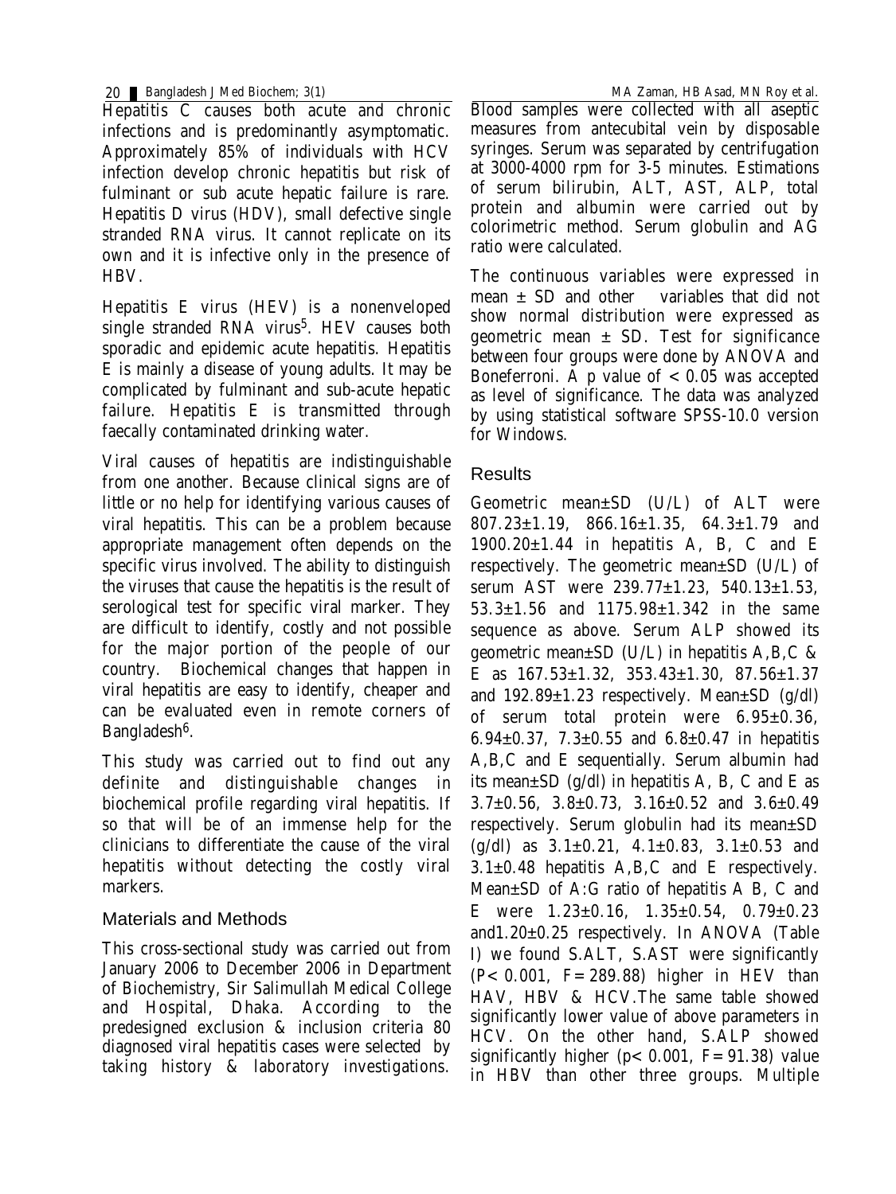Hepatitis C causes both acute and chronic infections and is predominantly asymptomatic. Approximately 85% of individuals with HCV infection develop chronic hepatitis but risk of fulminant or sub acute hepatic failure is rare. Hepatitis D virus (HDV), small defective single stranded RNA virus. It cannot replicate on its own and it is infective only in the presence of HBV.

Hepatitis E virus (HEV) is a nonenveloped single stranded RNA virus[5]. HEV causes both sporadic and epidemic acute hepatitis. Hepatitis E is mainly a disease of young adults. It may be complicated by fulminant and sub-acute hepatic failure. Hepatitis E is transmitted through faecally contaminated drinking water.

Viral causes of hepatitis are indistinguishable from one another. Because clinical signs are of little or no help for identifying various causes of viral hepatitis. This can be a problem because appropriate management often depends on the specific virus involved. The ability to distinguish the viruses that cause the hepatitis is the result of serological test for specific viral marker. They are difficult to identify, costly and not possible for the major portion of the people of our country. Biochemical changes that happen in viral hepatitis are easy to identify, cheaper and can be evaluated even in remote corners of Bangladesh[6].

This study was carried out to find out any definite and distinguishable changes in biochemical profile regarding viral hepatitis. If so that will be of an immense help for the clinicians to differentiate the cause of the viral hepatitis without detecting the costly viral markers.

## Materials and Methods

This cross-sectional study was carried out from January 2006 to December 2006 in Department of Biochemistry, Sir Salimullah Medical College and Hospital, Dhaka. According to the predesigned exclusion & inclusion criteria 80 diagnosed viral hepatitis cases were selected by taking history & laboratory investigations. Blood samples were collected with all aseptic measures from antecubital vein by disposable syringes. Serum was separated by centrifugation at 3000-4000 rpm for 3-5 minutes. Estimations of serum bilirubin, ALT, AST, ALP, total protein and albumin were carried out by colorimetric method. Serum globulin and AG ratio were calculated.

The continuous variables were expressed in mean ± SD and other variables that did not show normal distribution were expressed as geometric mean ± SD. Test for significance between four groups were done by ANOVA and Boneferroni. A p value of < 0.05 was accepted as level of significance. The data was analyzed by using statistical software SPSS-10.0 version for Windows.

## Results

Geometric mean±SD (U/L) of ALT were 807.23±1.19, 866.16±1.35, 64.3±1.79 and 1900.20±1.44 in hepatitis A, B, C and E respectively. The geometric mean±SD (U/L) of serum AST were 239.77±1.23, 540.13±1.53, 53.3±1.56 and 1175.98±1.342 in the same sequence as above. Serum ALP showed its geometric mean±SD (U/L) in hepatitis A,B,C & E as 167.53±1.32, 353.43±1.30, 87.56±1.37 and 192.89±1.23 respectively. Mean±SD (g/dl) of serum total protein were 6.95±0.36, 6.94±0.37, 7.3±0.55 and 6.8±0.47 in hepatitis A,B,C and E sequentially. Serum albumin had its mean±SD (g/dl) in hepatitis A, B, C and E as 3.7±0.56, 3.8±0.73, 3.16±0.52 and 3.6±0.49 respectively. Serum globulin had its mean±SD (g/dl) as 3.1±0.21, 4.1±0.83, 3.1±0.53 and 3.1±0.48 hepatitis A,B,C and E respectively. Mean±SD of A:G ratio of hepatitis A B, C and E were 1.23±0.16, 1.35±0.54, 0.79±0.23 and1.20±0.25 respectively. In ANOVA (Table I) we found S.ALT, S.AST were significantly ($P < 0.001$, $F = 289.88$) higher in HEV than HAV, HBV & HCV.The same table showed significantly lower value of above parameters in HCV. On the other hand, S.ALP showed significantly higher ($p < 0.001$, $F = 91.38$) value in HBV than other three groups. Multiple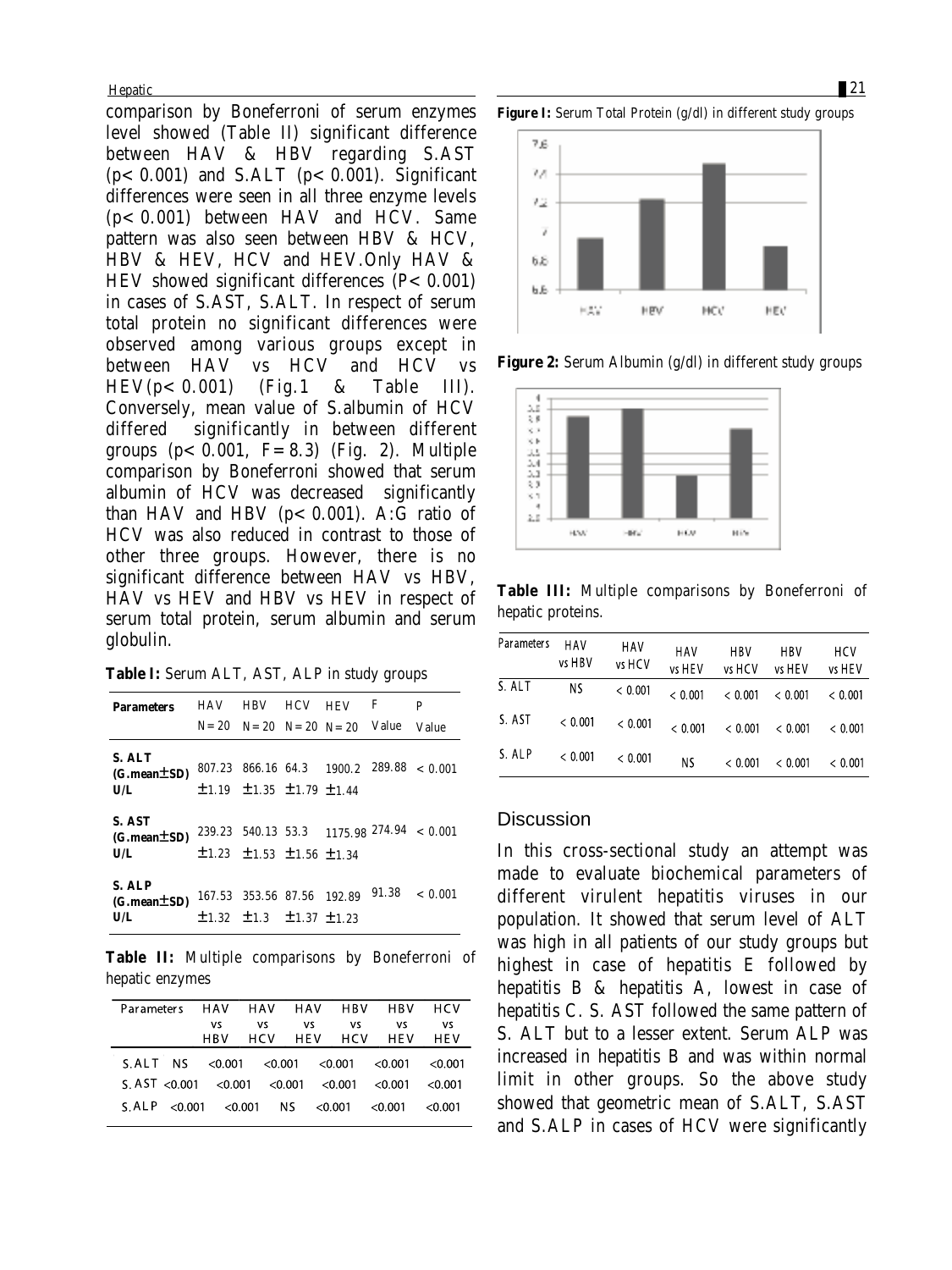comparison by Boneferroni of serum enzymes level showed (Table II) significant difference between HAV & HBV regarding S.AST ($p< 0.001$) and S.ALT ($p< 0.001$). Significant differences were seen in all three enzyme levels ($p< 0.001$) between HAV and HCV. Same pattern was also seen between HBV & HCV, HBV & HEV, HCV and HEV.Only HAV & HEV showed significant differences ($P< 0.001$) in cases of S.AST, S.ALT. In respect of serum total protein no significant differences were observed among various groups except in between HAV vs HCV and HCV vs HEV($p< 0.001$) (Fig.1 & Table III). Conversely, mean value of S.albumin of HCV differed significantly in between different groups ($p< 0.001$, $F=8.3$) (Fig. 2). Multiple comparison by Boneferroni showed that serum albumin of HCV was decreased significantly than HAV and HBV ($p< 0.001$). A:G ratio of HCV was also reduced in contrast to those of other three groups. However, there is no significant difference between HAV vs HBV, HAV vs HEV and HBV vs HEV in respect of serum total protein, serum albumin and serum globulin.

**Table I:** Serum ALT, AST, ALP in study groups

| Parameters | HAV N=20 | HBV N=20 | HCV N=20 | HEV N=20 | F Value | P Value |
|---|---|---|---|---|---|---|
| S. ALT (G.mean±SD) U/L | 807.23 ±1.19 | 866.16 ±1.35 | 64.3 ±1.79 | 1900.2 ±1.44 | 289.88 | < 0.001 |
| S. AST (G.mean±SD) U/L | 239.23 ±1.23 | 540.13 ±1.53 | 53.3 ±1.56 | 1175.98 ±1.34 | 274.94 | < 0.001 |
| S. ALP (G.mean±SD) U/L | 167.53 ±1.32 | 353.56 ±1.3 | 87.56 ±1.37 | 192.89 ±1.23 | 91.38 | < 0.001 |

**Table II:** Multiple comparisons by Boneferroni of hepatic enzymes

| Parameters | HAV vs HBV | HAV vs HCV | HAV vs HEV | HBV vs HCV | HBV vs HEV | HCV vs HEV |
|---|---|---|---|---|---|---|
| S.ALT | NS | <0.001 | <0.001 | <0.001 | <0.001 | <0.001 |
| S. AST | <0.001 | <0.001 | <0.001 | <0.001 | <0.001 | <0.001 |
| S.ALP | <0.001 | <0.001 | NS | <0.001 | <0.001 | <0.001 |

**Figure I:** Serum Total Protein (g/dl) in different study groups

**Figure 2:** Serum Albumin (g/dl) in different study groups

**Table III:** Multiple comparisons by Boneferroni of hepatic proteins.

| Parameters | HAV vs HBV | HAV vs HCV | HAV vs HEV | HBV vs HCV | HBV vs HEV | HCV vs HEV |
|---|---|---|---|---|---|---|
| S. ALT | NS | < 0.001 | < 0.001 | < 0.001 | < 0.001 | < 0.001 |
| S. AST | < 0.001 | < 0.001 | < 0.001 | < 0.001 | < 0.001 | < 0.001 |
| S. ALP | < 0.001 | < 0.001 | NS | < 0.001 | < 0.001 | < 0.001 |

## Discussion

In this cross-sectional study an attempt was made to evaluate biochemical parameters of different virulent hepatitis viruses in our population. It showed that serum level of ALT was high in all patients of our study groups but highest in case of hepatitis E followed by hepatitis B & hepatitis A, lowest in case of hepatitis C. S. AST followed the same pattern of S. ALT but to a lesser extent. Serum ALP was increased in hepatitis B and was within normal limit in other groups. So the above study showed that geometric mean of S.ALT, S.AST and S.ALP in cases of HCV were significantly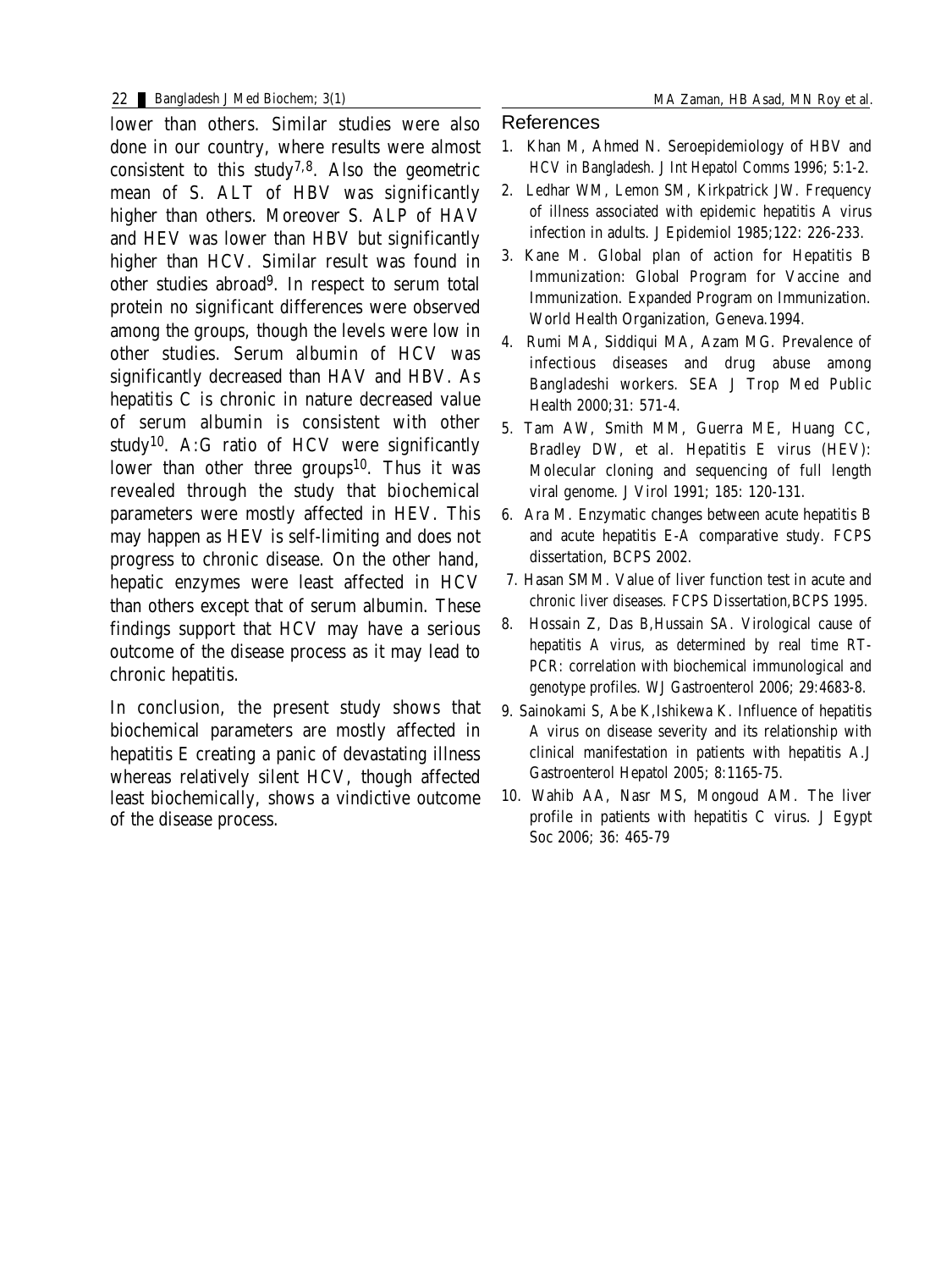lower than others. Similar studies were also done in our country, where results were almost consistent to this study[7,8]. Also the geometric mean of S. ALT of HBV was significantly higher than others. Moreover S. ALP of HAV and HEV was lower than HBV but significantly higher than HCV. Similar result was found in other studies abroad[9]. In respect to serum total protein no significant differences were observed among the groups, though the levels were low in other studies. Serum albumin of HCV was significantly decreased than HAV and HBV. As hepatitis C is chronic in nature decreased value of serum albumin is consistent with other study[10]. A:G ratio of HCV were significantly lower than other three groups[10]. Thus it was revealed through the study that biochemical parameters were mostly affected in HEV. This may happen as HEV is self-limiting and does not progress to chronic disease. On the other hand, hepatic enzymes were least affected in HCV than others except that of serum albumin. These findings support that HCV may have a serious outcome of the disease process as it may lead to chronic hepatitis.

In conclusion, the present study shows that biochemical parameters are mostly affected in hepatitis E creating a panic of devastating illness whereas relatively silent HCV, though affected least biochemically, shows a vindictive outcome of the disease process.

## References

1. Khan M, Ahmed N. Seroepidemiology of HBV and HCV in Bangladesh. J Int Hepatol Comms 1996; 5:1-2.
2. Ledhar WM, Lemon SM, Kirkpatrick JW. Frequency of illness associated with epidemic hepatitis A virus infection in adults. J Epidemiol 1985;122: 226-233.
3. Kane M. Global plan of action for Hepatitis B Immunization: Global Program for Vaccine and Immunization. Expanded Program on Immunization. World Health Organization, Geneva.1994.
4. Rumi MA, Siddiqui MA, Azam MG. Prevalence of infectious diseases and drug abuse among Bangladeshi workers. SEA J Trop Med Public Health 2000;31: 571-4.
5. Tam AW, Smith MM, Guerra ME, Huang CC, Bradley DW, et al. Hepatitis E virus (HEV): Molecular cloning and sequencing of full length viral genome. J Virol 1991; 185: 120-131.
6. Ara M. Enzymatic changes between acute hepatitis B and acute hepatitis E-A comparative study. FCPS dissertation, BCPS 2002.
7. Hasan SMM. Value of liver function test in acute and chronic liver diseases. FCPS Dissertation,BCPS 1995.
8. Hossain Z, Das B,Hussain SA. Virological cause of hepatitis A virus, as determined by real time RT-PCR: correlation with biochemical immunological and genotype profiles. WJ Gastroenterol 2006; 29:4683-8.
9. Sainokami S, Abe K,Ishikewa K. Influence of hepatitis A virus on disease severity and its relationship with clinical manifestation in patients with hepatitis A.J Gastroenterol Hepatol 2005; 8:1165-75.
10. Wahib AA, Nasr MS, Mongoud AM. The liver profile in patients with hepatitis C virus. J Egypt Soc 2006; 36: 465-79